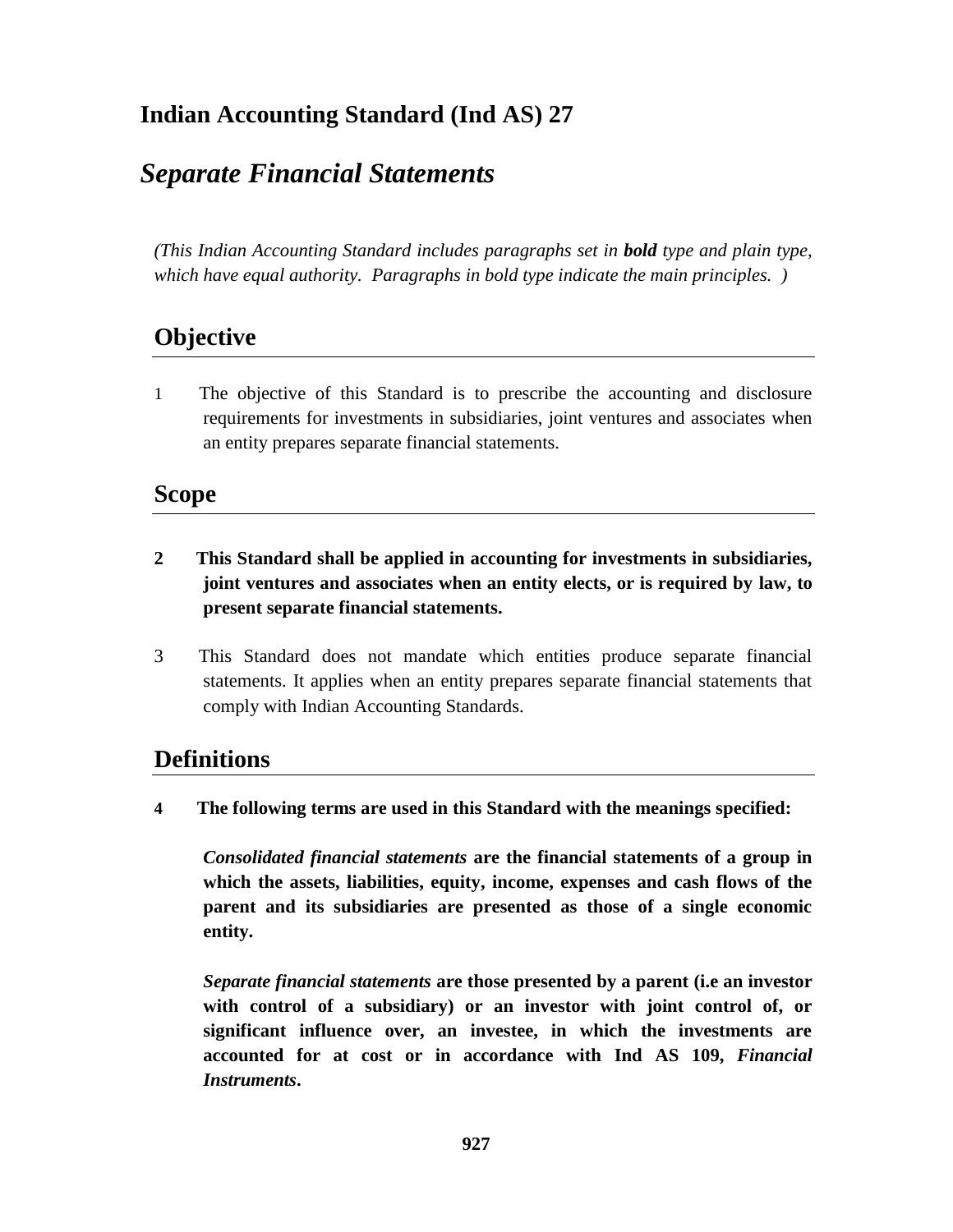# Indian Accounting Standard (Ind AS) 27

## *Separate Financial Statements*

*(This Indian Accounting Standard includes paragraphs set in **bold** type and plain type, which have equal authority. Paragraphs in bold type indicate the main principles. )*

## Objective

1 The objective of this Standard is to prescribe the accounting and disclosure requirements for investments in subsidiaries, joint ventures and associates when an entity prepares separate financial statements.

## Scope

**2 This Standard shall be applied in accounting for investments in subsidiaries, joint ventures and associates when an entity elects, or is required by law, to present separate financial statements.**

3 This Standard does not mandate which entities produce separate financial statements. It applies when an entity prepares separate financial statements that comply with Indian Accounting Standards.

## Definitions

**4 The following terms are used in this Standard with the meanings specified:**

***Consolidated financial statements*** **are the financial statements of a group in which the assets, liabilities, equity, income, expenses and cash flows of the parent and its subsidiaries are presented as those of a single economic entity.**

***Separate financial statements*** **are those presented by a parent (i.e an investor with control of a subsidiary) or an investor with joint control of, or significant influence over, an investee, in which the investments are accounted for at cost or in accordance with Ind AS 109, *Financial Instruments*.**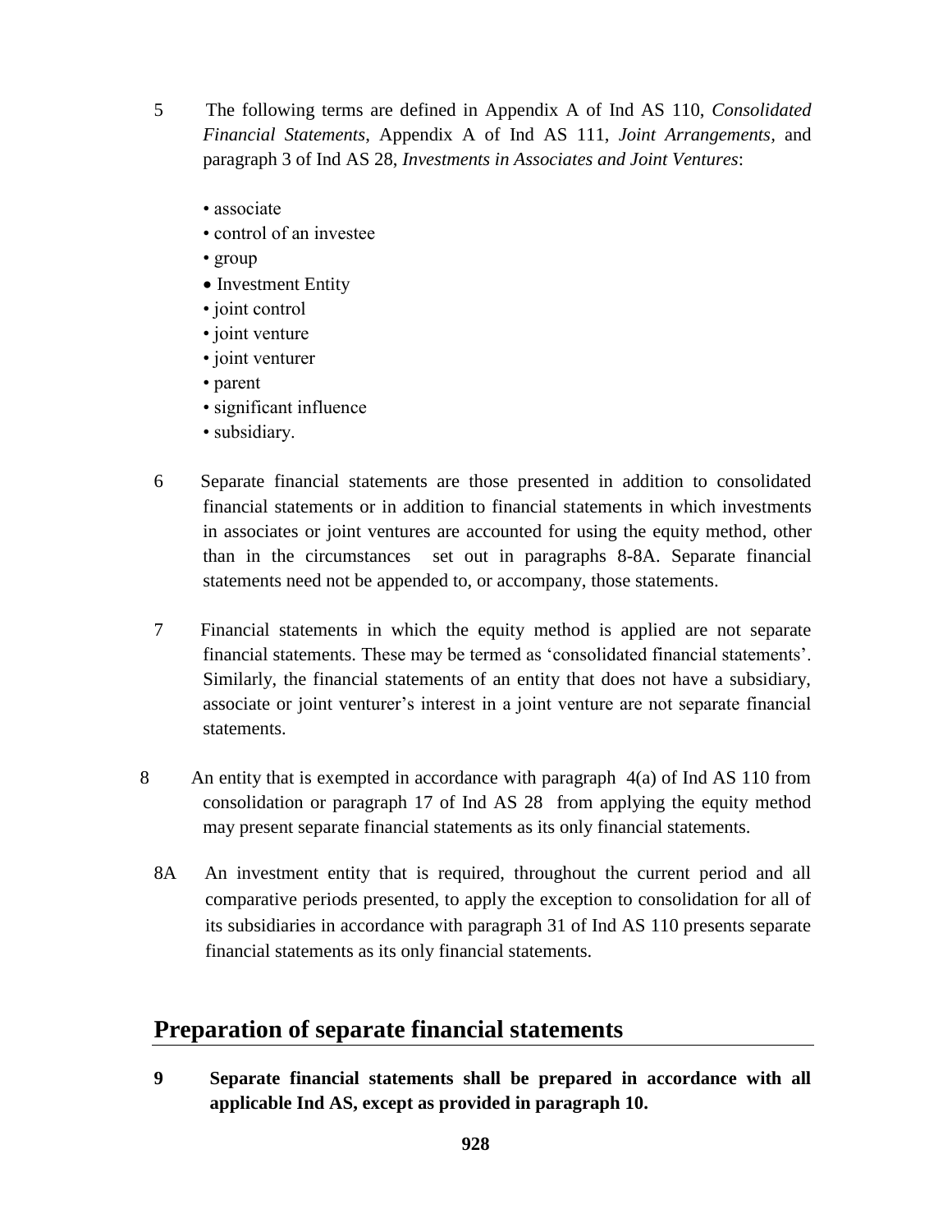5 The following terms are defined in Appendix A of Ind AS 110, *Consolidated Financial Statements*, Appendix A of Ind AS 111, *Joint Arrangements*, and paragraph 3 of Ind AS 28, *Investments in Associates and Joint Ventures*:

- associate
- control of an investee
- group
- Investment Entity
- joint control
- joint venture
- joint venturer
- parent
- significant influence
- subsidiary.

6 Separate financial statements are those presented in addition to consolidated financial statements or in addition to financial statements in which investments in associates or joint ventures are accounted for using the equity method, other than in the circumstances set out in paragraphs 8-8A. Separate financial statements need not be appended to, or accompany, those statements.

7 Financial statements in which the equity method is applied are not separate financial statements. These may be termed as 'consolidated financial statements'. Similarly, the financial statements of an entity that does not have a subsidiary, associate or joint venturer's interest in a joint venture are not separate financial statements.

8 An entity that is exempted in accordance with paragraph 4(a) of Ind AS 110 from consolidation or paragraph 17 of Ind AS 28 from applying the equity method may present separate financial statements as its only financial statements.

8A An investment entity that is required, throughout the current period and all comparative periods presented, to apply the exception to consolidation for all of its subsidiaries in accordance with paragraph 31 of Ind AS 110 presents separate financial statements as its only financial statements.

## Preparation of separate financial statements

**9 Separate financial statements shall be prepared in accordance with all applicable Ind AS, except as provided in paragraph 10.**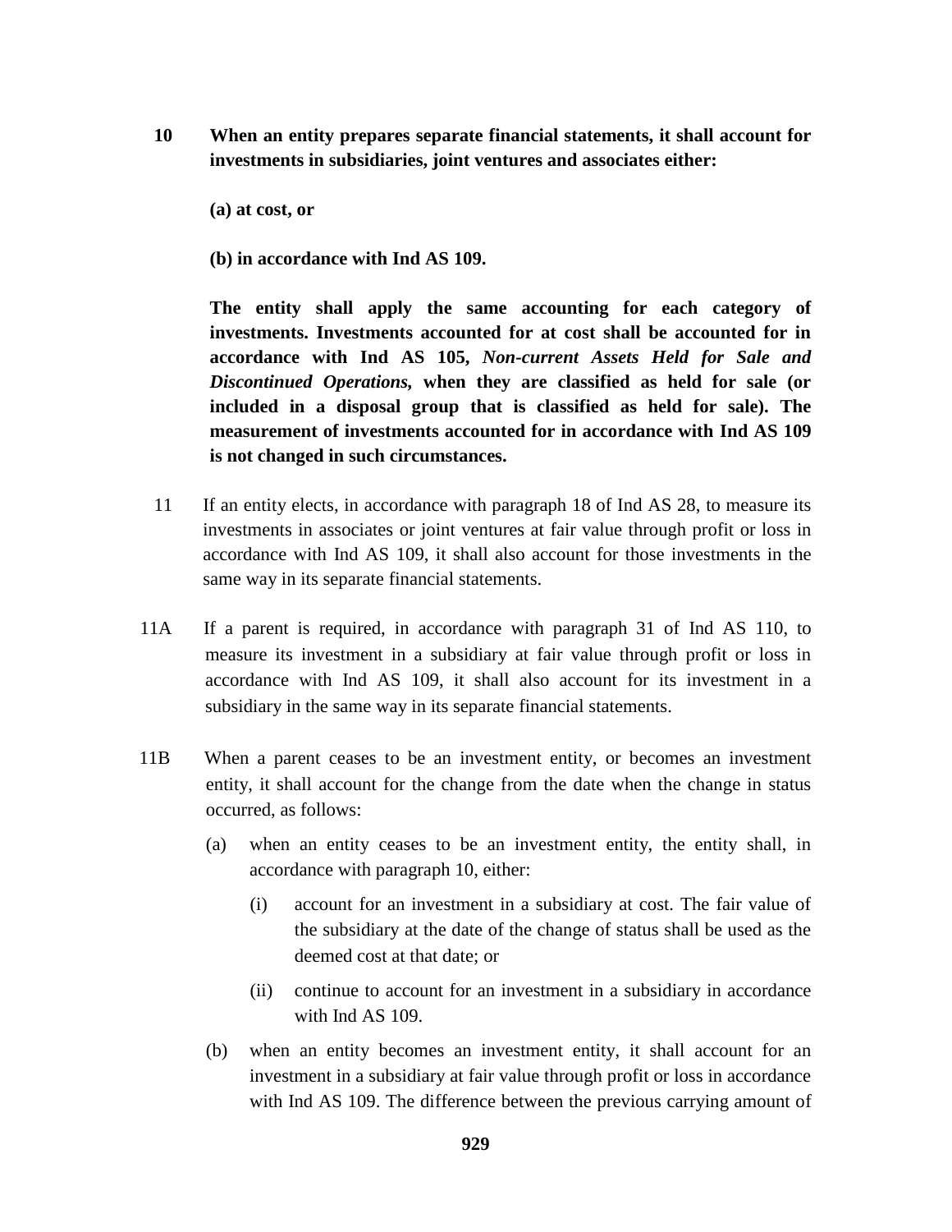**10 When an entity prepares separate financial statements, it shall account for investments in subsidiaries, joint ventures and associates either:**

**(a) at cost, or**

**(b) in accordance with Ind AS 109.**

**The entity shall apply the same accounting for each category of investments. Investments accounted for at cost shall be accounted for in accordance with Ind AS 105, *Non-current Assets Held for Sale and Discontinued Operations*, when they are classified as held for sale (or included in a disposal group that is classified as held for sale). The measurement of investments accounted for in accordance with Ind AS 109 is not changed in such circumstances.**

11 If an entity elects, in accordance with paragraph 18 of Ind AS 28, to measure its investments in associates or joint ventures at fair value through profit or loss in accordance with Ind AS 109, it shall also account for those investments in the same way in its separate financial statements.

11A If a parent is required, in accordance with paragraph 31 of Ind AS 110, to measure its investment in a subsidiary at fair value through profit or loss in accordance with Ind AS 109, it shall also account for its investment in a subsidiary in the same way in its separate financial statements.

11B When a parent ceases to be an investment entity, or becomes an investment entity, it shall account for the change from the date when the change in status occurred, as follows:

(a) when an entity ceases to be an investment entity, the entity shall, in accordance with paragraph 10, either:

(i) account for an investment in a subsidiary at cost. The fair value of the subsidiary at the date of the change of status shall be used as the deemed cost at that date; or

(ii) continue to account for an investment in a subsidiary in accordance with Ind AS 109.

(b) when an entity becomes an investment entity, it shall account for an investment in a subsidiary at fair value through profit or loss in accordance with Ind AS 109. The difference between the previous carrying amount of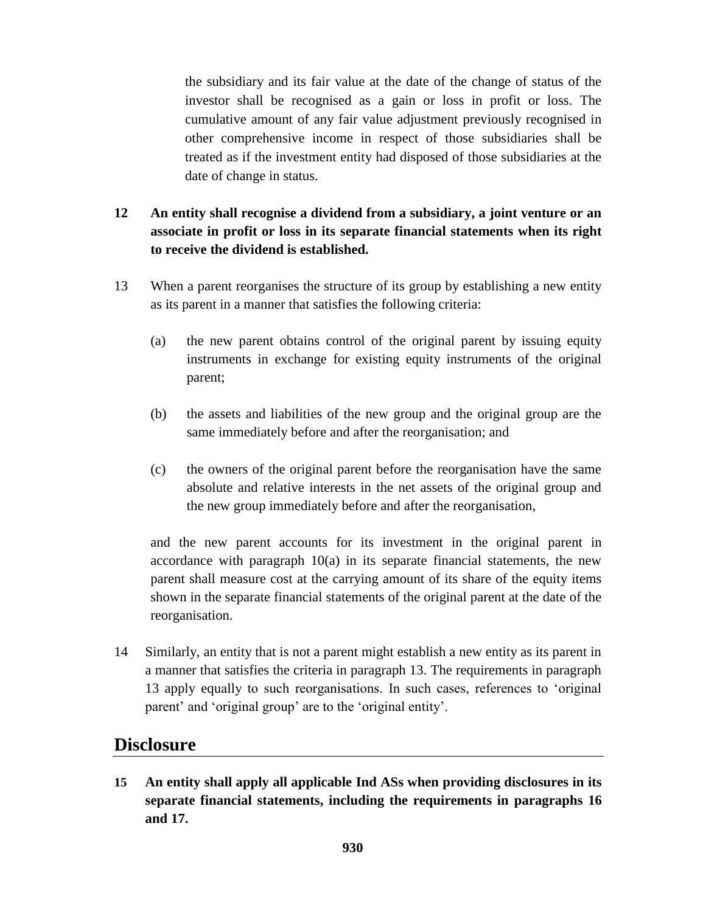the subsidiary and its fair value at the date of the change of status of the investor shall be recognised as a gain or loss in profit or loss. The cumulative amount of any fair value adjustment previously recognised in other comprehensive income in respect of those subsidiaries shall be treated as if the investment entity had disposed of those subsidiaries at the date of change in status.

**12 An entity shall recognise a dividend from a subsidiary, a joint venture or an associate in profit or loss in its separate financial statements when its right to receive the dividend is established.**

13 When a parent reorganises the structure of its group by establishing a new entity as its parent in a manner that satisfies the following criteria:

(a) the new parent obtains control of the original parent by issuing equity instruments in exchange for existing equity instruments of the original parent;

(b) the assets and liabilities of the new group and the original group are the same immediately before and after the reorganisation; and

(c) the owners of the original parent before the reorganisation have the same absolute and relative interests in the net assets of the original group and the new group immediately before and after the reorganisation,

and the new parent accounts for its investment in the original parent in accordance with paragraph 10(a) in its separate financial statements, the new parent shall measure cost at the carrying amount of its share of the equity items shown in the separate financial statements of the original parent at the date of the reorganisation.

14 Similarly, an entity that is not a parent might establish a new entity as its parent in a manner that satisfies the criteria in paragraph 13. The requirements in paragraph 13 apply equally to such reorganisations. In such cases, references to 'original parent' and 'original group' are to the 'original entity'.

## Disclosure

**15 An entity shall apply all applicable Ind ASs when providing disclosures in its separate financial statements, including the requirements in paragraphs 16 and 17.**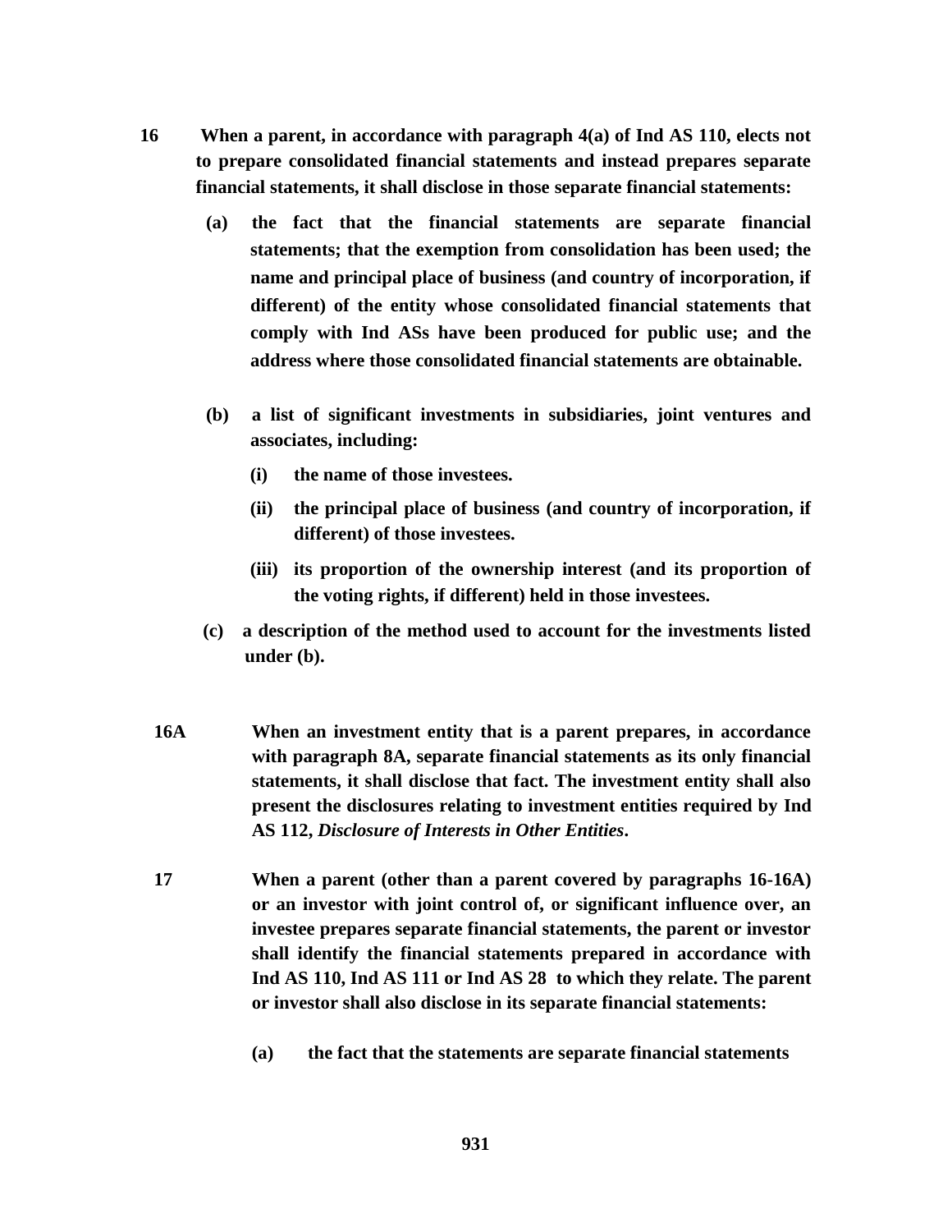**16 When a parent, in accordance with paragraph 4(a) of Ind AS 110, elects not to prepare consolidated financial statements and instead prepares separate financial statements, it shall disclose in those separate financial statements:**

**(a) the fact that the financial statements are separate financial statements; that the exemption from consolidation has been used; the name and principal place of business (and country of incorporation, if different) of the entity whose consolidated financial statements that comply with Ind ASs have been produced for public use; and the address where those consolidated financial statements are obtainable.**

**(b) a list of significant investments in subsidiaries, joint ventures and associates, including:**

**(i) the name of those investees.**

**(ii) the principal place of business (and country of incorporation, if different) of those investees.**

**(iii) its proportion of the ownership interest (and its proportion of the voting rights, if different) held in those investees.**

**(c) a description of the method used to account for the investments listed under (b).**

**16A When an investment entity that is a parent prepares, in accordance with paragraph 8A, separate financial statements as its only financial statements, it shall disclose that fact. The investment entity shall also present the disclosures relating to investment entities required by Ind AS 112, *Disclosure of Interests in Other Entities*.**

**17 When a parent (other than a parent covered by paragraphs 16-16A) or an investor with joint control of, or significant influence over, an investee prepares separate financial statements, the parent or investor shall identify the financial statements prepared in accordance with Ind AS 110, Ind AS 111 or Ind AS 28 to which they relate. The parent or investor shall also disclose in its separate financial statements:**

**(a) the fact that the statements are separate financial statements**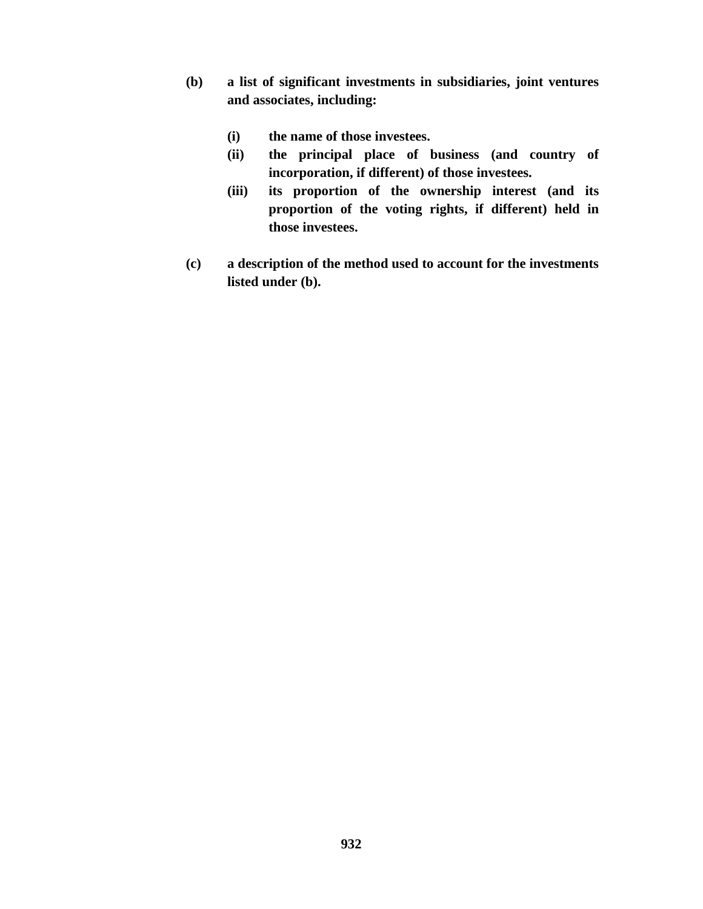**(b)** **a list of significant investments in subsidiaries, joint ventures and associates, including:**

   **(i)** **the name of those investees.**

   **(ii)** **the principal place of business (and country of incorporation, if different) of those investees.**

   **(iii)** **its proportion of the ownership interest (and its proportion of the voting rights, if different) held in those investees.**

**(c)** **a description of the method used to account for the investments listed under (b).**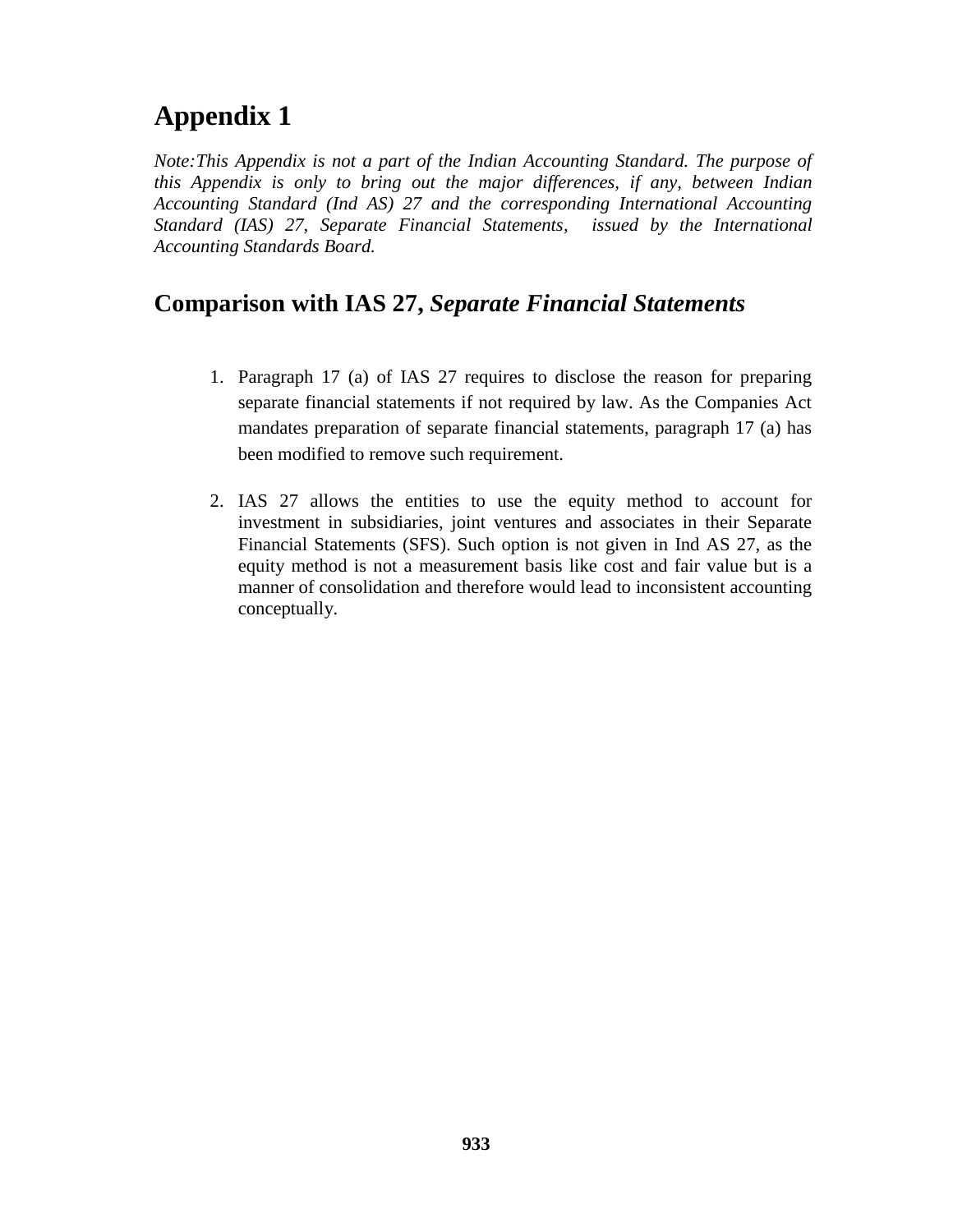# Appendix 1

*Note:This Appendix is not a part of the Indian Accounting Standard. The purpose of this Appendix is only to bring out the major differences, if any, between Indian Accounting Standard (Ind AS) 27 and the corresponding International Accounting Standard (IAS) 27, Separate Financial Statements, issued by the International Accounting Standards Board.*

## Comparison with IAS 27, *Separate Financial Statements*

1. Paragraph 17 (a) of IAS 27 requires to disclose the reason for preparing separate financial statements if not required by law. As the Companies Act mandates preparation of separate financial statements, paragraph 17 (a) has been modified to remove such requirement.

2. IAS 27 allows the entities to use the equity method to account for investment in subsidiaries, joint ventures and associates in their Separate Financial Statements (SFS). Such option is not given in Ind AS 27, as the equity method is not a measurement basis like cost and fair value but is a manner of consolidation and therefore would lead to inconsistent accounting conceptually.